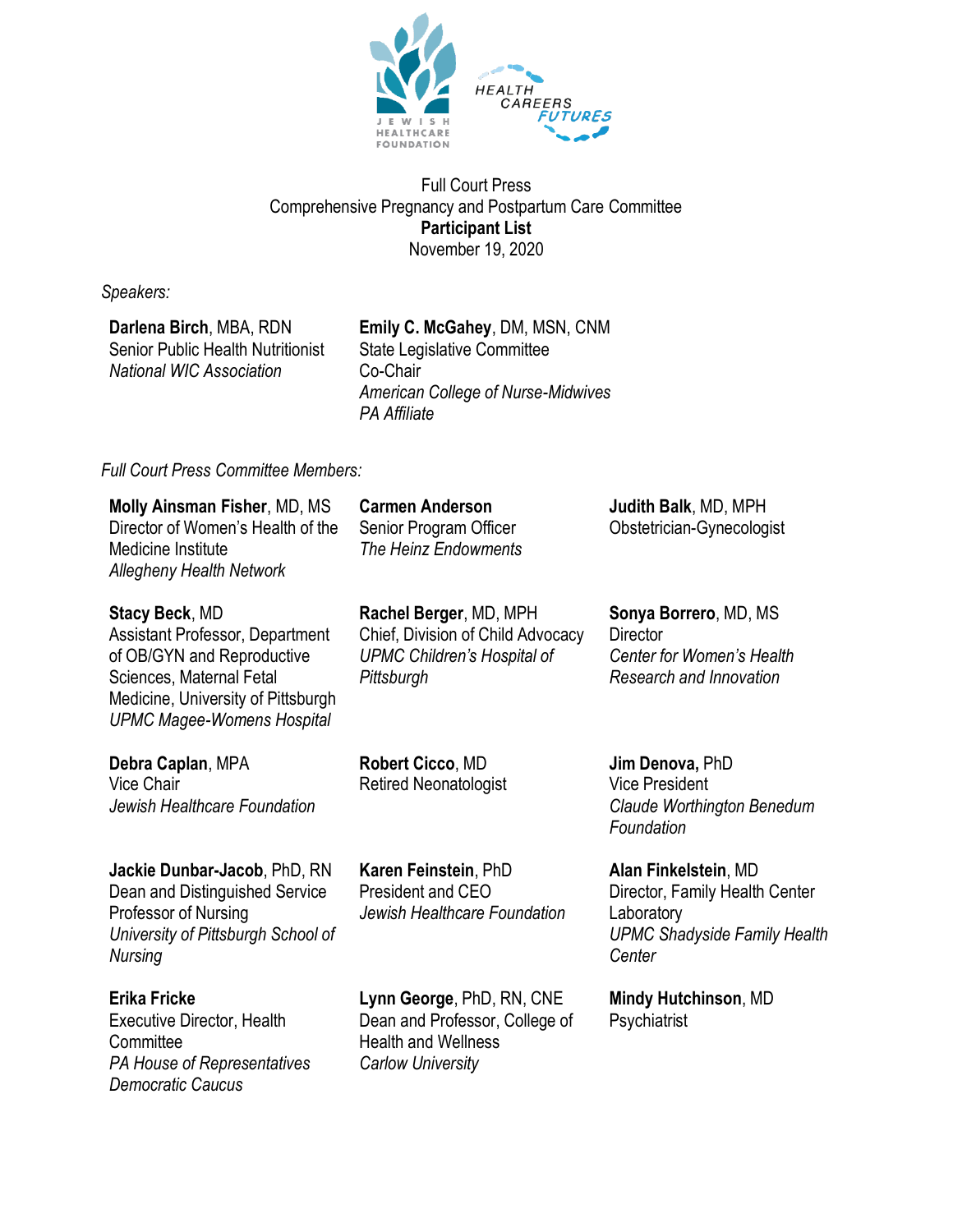Full Court Press
Comprehensive Pregnancy and Postpartum Care Committee
**Participant List**
November 19, 2020

*Speakers:*

**Darlena Birch**, MBA, RDN
Senior Public Health Nutritionist
*National WIC Association*

**Emily C. McGahey**, DM, MSN, CNM
State Legislative Committee
Co-Chair
*American College of Nurse-Midwives*
*PA Affiliate*

*Full Court Press Committee Members:*

**Molly Ainsman Fisher**, MD, MS
Director of Women's Health of the Medicine Institute
*Allegheny Health Network*

**Carmen Anderson**
Senior Program Officer
*The Heinz Endowments*

**Judith Balk**, MD, MPH
Obstetrician-Gynecologist

**Stacy Beck**, MD
Assistant Professor, Department of OB/GYN and Reproductive Sciences, Maternal Fetal Medicine, University of Pittsburgh
*UPMC Magee-Womens Hospital*

**Rachel Berger**, MD, MPH
Chief, Division of Child Advocacy
*UPMC Children's Hospital of Pittsburgh*

**Sonya Borrero**, MD, MS
Director
*Center for Women's Health Research and Innovation*

**Debra Caplan**, MPA
Vice Chair
*Jewish Healthcare Foundation*

**Robert Cicco**, MD
Retired Neonatologist

**Jim Denova,** PhD
Vice President
*Claude Worthington Benedum Foundation*

**Jackie Dunbar-Jacob**, PhD, RN
Dean and Distinguished Service Professor of Nursing
*University of Pittsburgh School of Nursing*

**Karen Feinstein**, PhD
President and CEO
*Jewish Healthcare Foundation*

**Alan Finkelstein**, MD
Director, Family Health Center Laboratory
*UPMC Shadyside Family Health Center*

**Erika Fricke**
Executive Director, Health Committee
*PA House of Representatives Democratic Caucus*

**Lynn George**, PhD, RN, CNE
Dean and Professor, College of Health and Wellness
*Carlow University*

**Mindy Hutchinson**, MD
Psychiatrist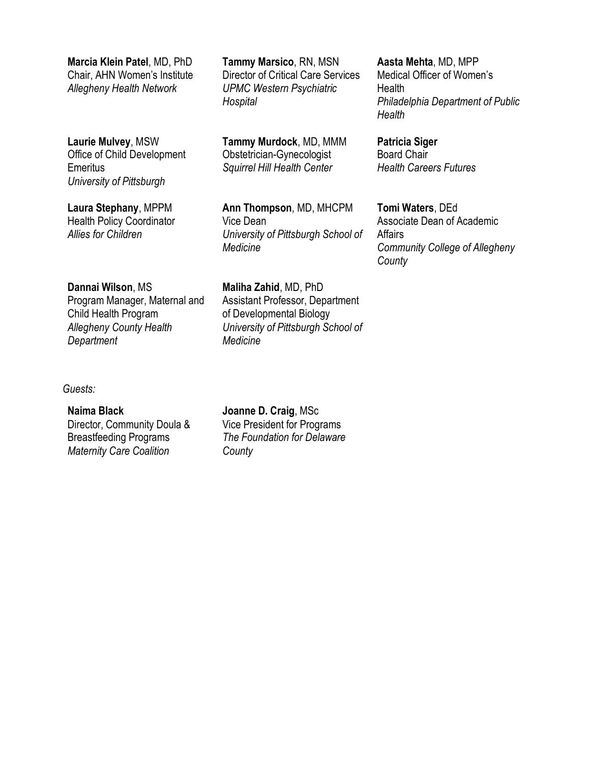**Marcia Klein Patel**, MD, PhD
Chair, AHN Women's Institute
*Allegheny Health Network*

**Tammy Marsico**, RN, MSN
Director of Critical Care Services
*UPMC Western Psychiatric Hospital*

**Aasta Mehta**, MD, MPP
Medical Officer of Women's Health
*Philadelphia Department of Public Health*

**Laurie Mulvey**, MSW
Office of Child Development Emeritus
*University of Pittsburgh*

**Tammy Murdock**, MD, MMM
Obstetrician-Gynecologist
*Squirrel Hill Health Center*

**Patricia Siger**
Board Chair
*Health Careers Futures*

**Laura Stephany**, MPPM
Health Policy Coordinator
*Allies for Children*

**Ann Thompson**, MD, MHCPM
Vice Dean
*University of Pittsburgh School of Medicine*

**Tomi Waters**, DEd
Associate Dean of Academic Affairs
*Community College of Allegheny County*

**Dannai Wilson**, MS
Program Manager, Maternal and Child Health Program
*Allegheny County Health Department*

**Maliha Zahid**, MD, PhD
Assistant Professor, Department of Developmental Biology
*University of Pittsburgh School of Medicine*

*Guests:*

**Naima Black**
Director, Community Doula & Breastfeeding Programs
*Maternity Care Coalition*

**Joanne D. Craig**, MSc
Vice President for Programs
*The Foundation for Delaware County*